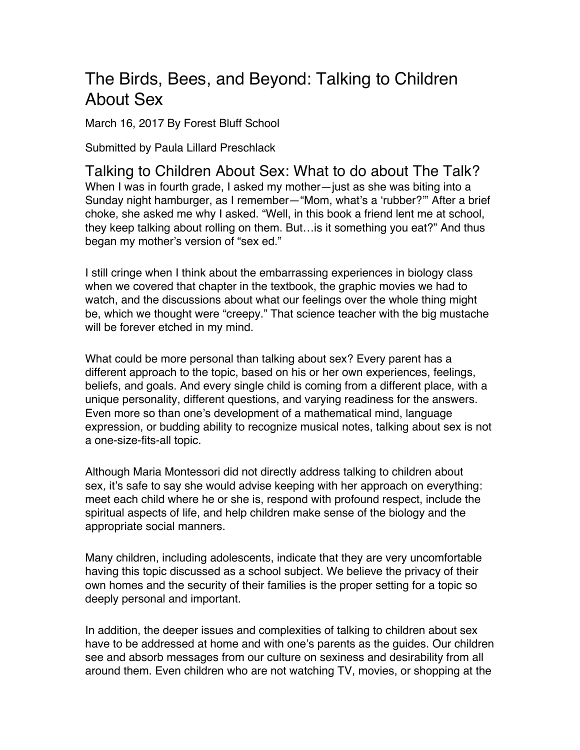# The Birds, Bees, and Beyond: Talking to Children About Sex

March 16, 2017 By Forest Bluff School

Submitted by Paula Lillard Preschlack

## Talking to Children About Sex: What to do about The Talk?

When I was in fourth grade, I asked my mother—just as she was biting into a Sunday night hamburger, as I remember—"Mom, what's a 'rubber?'" After a brief choke, she asked me why I asked. "Well, in this book a friend lent me at school, they keep talking about rolling on them. But…is it something you eat?" And thus began my mother's version of "sex ed."

I still cringe when I think about the embarrassing experiences in biology class when we covered that chapter in the textbook, the graphic movies we had to watch, and the discussions about what our feelings over the whole thing might be, which we thought were "creepy." That science teacher with the big mustache will be forever etched in my mind.

What could be more personal than talking about sex? Every parent has a different approach to the topic, based on his or her own experiences, feelings, beliefs, and goals. And every single child is coming from a different place, with a unique personality, different questions, and varying readiness for the answers. Even more so than one's development of a mathematical mind, language expression, or budding ability to recognize musical notes, talking about sex is not a one-size-fits-all topic.

Although Maria Montessori did not directly address talking to children about sex, it's safe to say she would advise keeping with her approach on everything: meet each child where he or she is, respond with profound respect, include the spiritual aspects of life, and help children make sense of the biology and the appropriate social manners.

Many children, including adolescents, indicate that they are very uncomfortable having this topic discussed as a school subject. We believe the privacy of their own homes and the security of their families is the proper setting for a topic so deeply personal and important.

In addition, the deeper issues and complexities of talking to children about sex have to be addressed at home and with one's parents as the guides. Our children see and absorb messages from our culture on sexiness and desirability from all around them. Even children who are not watching TV, movies, or shopping at the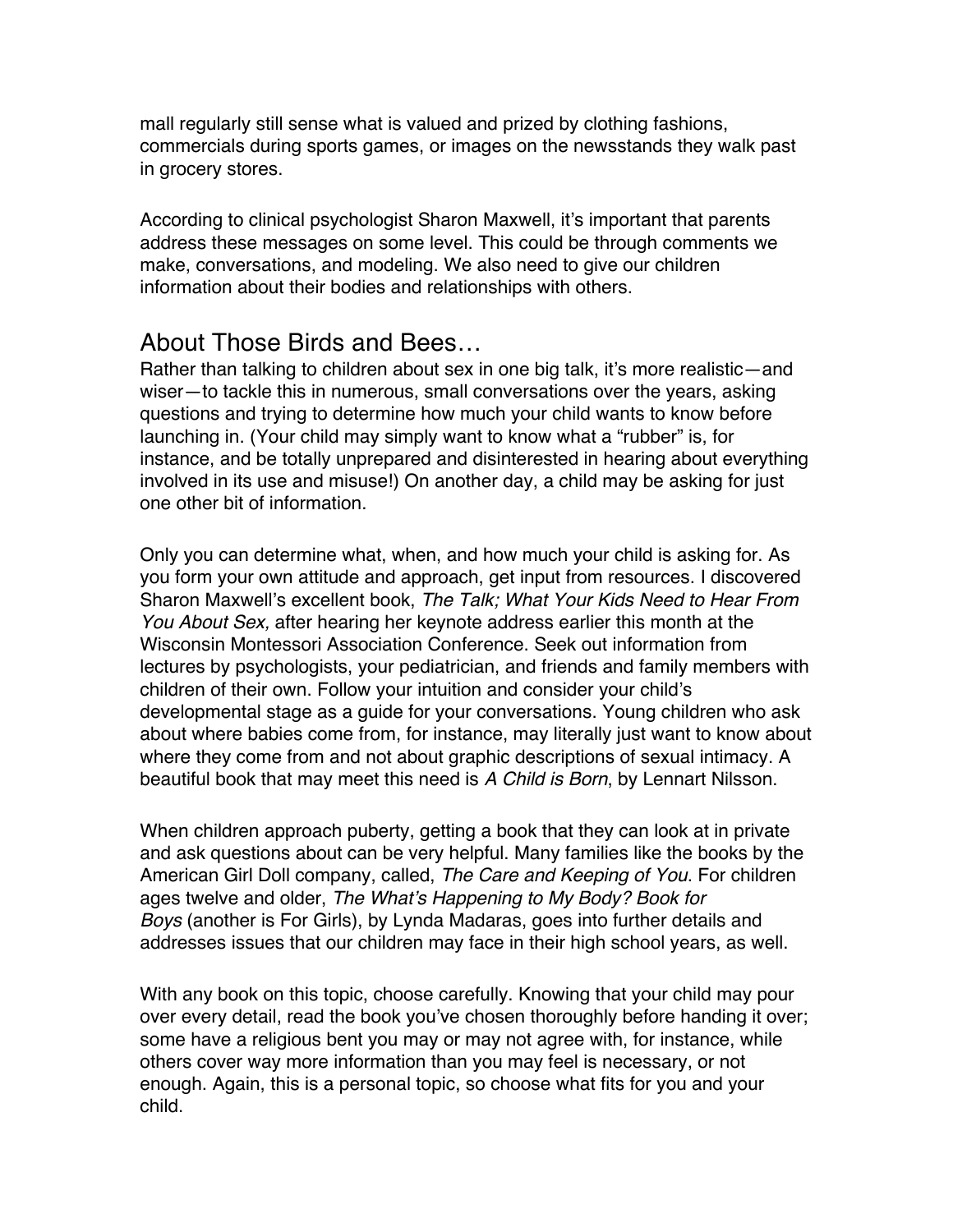mall regularly still sense what is valued and prized by clothing fashions, commercials during sports games, or images on the newsstands they walk past in grocery stores.

According to clinical psychologist Sharon Maxwell, it's important that parents address these messages on some level. This could be through comments we make, conversations, and modeling. We also need to give our children information about their bodies and relationships with others.

## About Those Birds and Bees…

Rather than talking to children about sex in one big talk, it's more realistic—and wiser—to tackle this in numerous, small conversations over the years, asking questions and trying to determine how much your child wants to know before launching in. (Your child may simply want to know what a "rubber" is, for instance, and be totally unprepared and disinterested in hearing about everything involved in its use and misuse!) On another day, a child may be asking for just one other bit of information.

Only you can determine what, when, and how much your child is asking for. As you form your own attitude and approach, get input from resources. I discovered Sharon Maxwell's excellent book, *The Talk; What Your Kids Need to Hear From You About Sex,* after hearing her keynote address earlier this month at the Wisconsin Montessori Association Conference. Seek out information from lectures by psychologists, your pediatrician, and friends and family members with children of their own. Follow your intuition and consider your child's developmental stage as a guide for your conversations. Young children who ask about where babies come from, for instance, may literally just want to know about where they come from and not about graphic descriptions of sexual intimacy. A beautiful book that may meet this need is *A Child is Born*, by Lennart Nilsson.

When children approach puberty, getting a book that they can look at in private and ask questions about can be very helpful. Many families like the books by the American Girl Doll company, called, *The Care and Keeping of You*. For children ages twelve and older, *The What's Happening to My Body? Book for Boys* (another is For Girls), by Lynda Madaras, goes into further details and addresses issues that our children may face in their high school years, as well.

With any book on this topic, choose carefully. Knowing that your child may pour over every detail, read the book you've chosen thoroughly before handing it over; some have a religious bent you may or may not agree with, for instance, while others cover way more information than you may feel is necessary, or not enough. Again, this is a personal topic, so choose what fits for you and your child.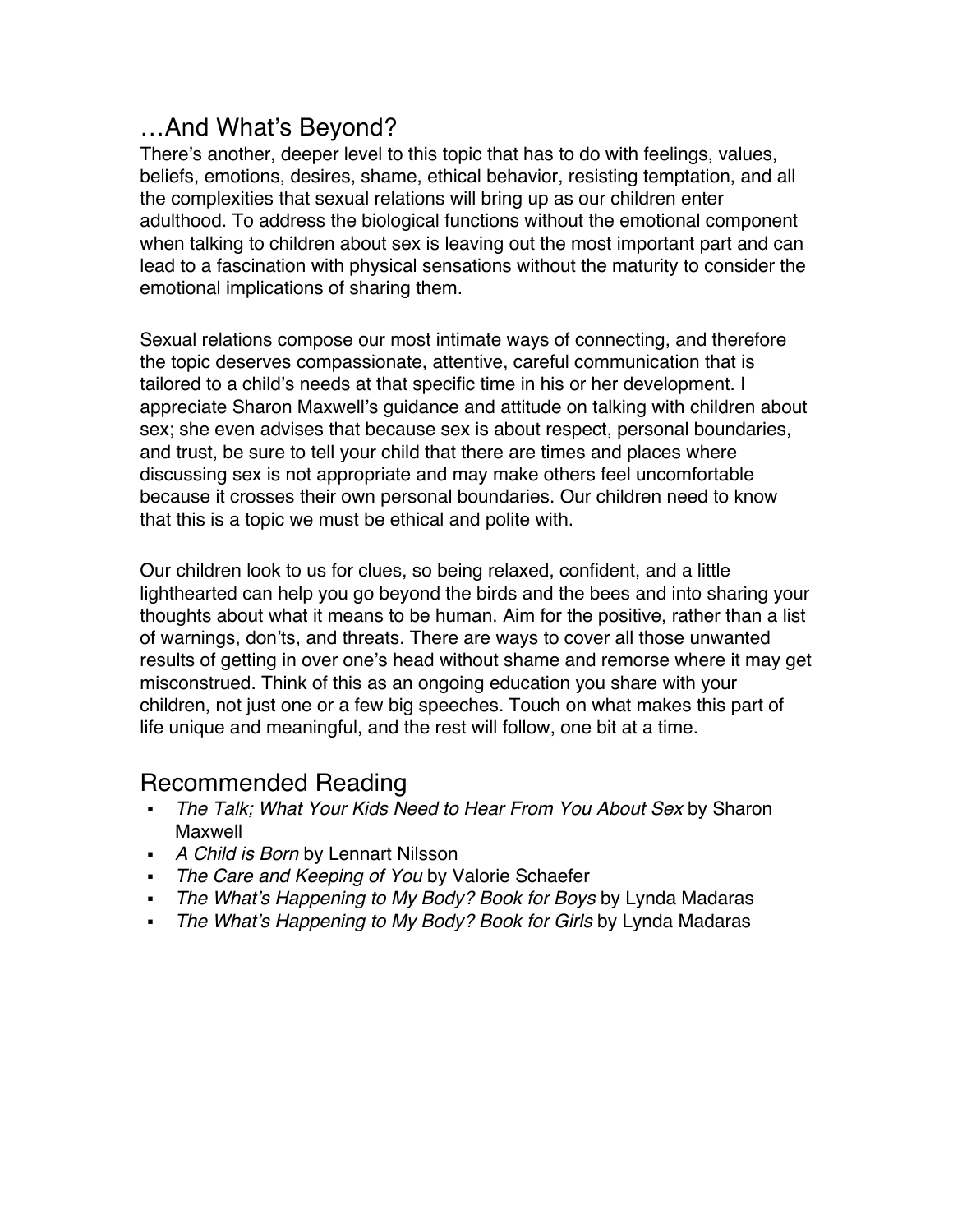## …And What's Beyond?

There's another, deeper level to this topic that has to do with feelings, values, beliefs, emotions, desires, shame, ethical behavior, resisting temptation, and all the complexities that sexual relations will bring up as our children enter adulthood. To address the biological functions without the emotional component when talking to children about sex is leaving out the most important part and can lead to a fascination with physical sensations without the maturity to consider the emotional implications of sharing them.

Sexual relations compose our most intimate ways of connecting, and therefore the topic deserves compassionate, attentive, careful communication that is tailored to a child's needs at that specific time in his or her development. I appreciate Sharon Maxwell's guidance and attitude on talking with children about sex; she even advises that because sex is about respect, personal boundaries, and trust, be sure to tell your child that there are times and places where discussing sex is not appropriate and may make others feel uncomfortable because it crosses their own personal boundaries. Our children need to know that this is a topic we must be ethical and polite with.

Our children look to us for clues, so being relaxed, confident, and a little lighthearted can help you go beyond the birds and the bees and into sharing your thoughts about what it means to be human. Aim for the positive, rather than a list of warnings, don'ts, and threats. There are ways to cover all those unwanted results of getting in over one's head without shame and remorse where it may get misconstrued. Think of this as an ongoing education you share with your children, not just one or a few big speeches. Touch on what makes this part of life unique and meaningful, and the rest will follow, one bit at a time.

## Recommended Reading

- *The Talk; What Your Kids Need to Hear From You About Sex* by Sharon Maxwell
- *A Child is Born* by Lennart Nilsson
- *The Care and Keeping of You* by Valorie Schaefer
- *The What's Happening to My Body? Book for Boys* by Lynda Madaras
- *The What's Happening to My Body? Book for Girls* by Lynda Madaras